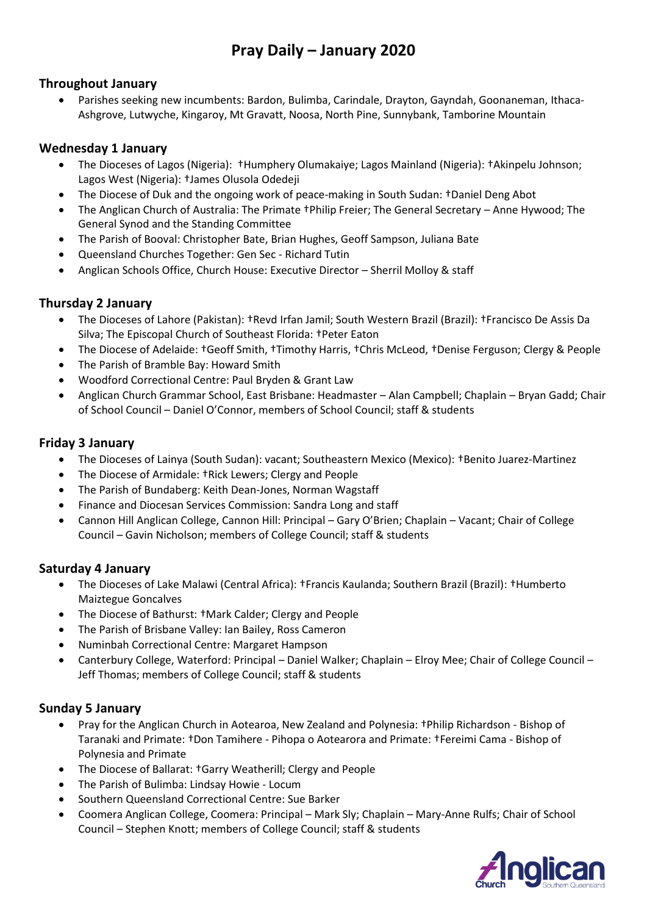# Pray Daily – January 2020

## Throughout January

- Parishes seeking new incumbents: Bardon, Bulimba, Carindale, Drayton, Gayndah, Goonaneman, Ithaca-Ashgrove, Lutwyche, Kingaroy, Mt Gravatt, Noosa, North Pine, Sunnybank, Tamborine Mountain

## Wednesday 1 January

- The Dioceses of Lagos (Nigeria): †Humphery Olumakaiye; Lagos Mainland (Nigeria): †Akinpelu Johnson; Lagos West (Nigeria): †James Olusola Odedeji
- The Diocese of Duk and the ongoing work of peace-making in South Sudan: †Daniel Deng Abot
- The Anglican Church of Australia: The Primate †Philip Freier; The General Secretary – Anne Hywood; The General Synod and the Standing Committee
- The Parish of Booval: Christopher Bate, Brian Hughes, Geoff Sampson, Juliana Bate
- Queensland Churches Together: Gen Sec - Richard Tutin
- Anglican Schools Office, Church House: Executive Director – Sherril Molloy & staff

## Thursday 2 January

- The Dioceses of Lahore (Pakistan): †Revd Irfan Jamil; South Western Brazil (Brazil): †Francisco De Assis Da Silva; The Episcopal Church of Southeast Florida: †Peter Eaton
- The Diocese of Adelaide: †Geoff Smith, †Timothy Harris, †Chris McLeod, †Denise Ferguson; Clergy & People
- The Parish of Bramble Bay: Howard Smith
- Woodford Correctional Centre: Paul Bryden & Grant Law
- Anglican Church Grammar School, East Brisbane: Headmaster – Alan Campbell; Chaplain – Bryan Gadd; Chair of School Council – Daniel O'Connor, members of School Council; staff & students

## Friday 3 January

- The Dioceses of Lainya (South Sudan): vacant; Southeastern Mexico (Mexico): †Benito Juarez-Martinez
- The Diocese of Armidale: †Rick Lewers; Clergy and People
- The Parish of Bundaberg: Keith Dean-Jones, Norman Wagstaff
- Finance and Diocesan Services Commission: Sandra Long and staff
- Cannon Hill Anglican College, Cannon Hill: Principal – Gary O'Brien; Chaplain – Vacant; Chair of College Council – Gavin Nicholson; members of College Council; staff & students

## Saturday 4 January

- The Dioceses of Lake Malawi (Central Africa): †Francis Kaulanda; Southern Brazil (Brazil): †Humberto Maiztegue Goncalves
- The Diocese of Bathurst: †Mark Calder; Clergy and People
- The Parish of Brisbane Valley: Ian Bailey, Ross Cameron
- Numinbah Correctional Centre: Margaret Hampson
- Canterbury College, Waterford: Principal – Daniel Walker; Chaplain – Elroy Mee; Chair of College Council – Jeff Thomas; members of College Council; staff & students

## Sunday 5 January

- Pray for the Anglican Church in Aotearoa, New Zealand and Polynesia: †Philip Richardson - Bishop of Taranaki and Primate: †Don Tamihere - Pihopa o Aotearora and Primate: †Fereimi Cama - Bishop of Polynesia and Primate
- The Diocese of Ballarat: †Garry Weatherill; Clergy and People
- The Parish of Bulimba: Lindsay Howie - Locum
- Southern Queensland Correctional Centre: Sue Barker
- Coomera Anglican College, Coomera: Principal – Mark Sly; Chaplain – Mary-Anne Rulfs; Chair of School Council – Stephen Knott; members of College Council; staff & students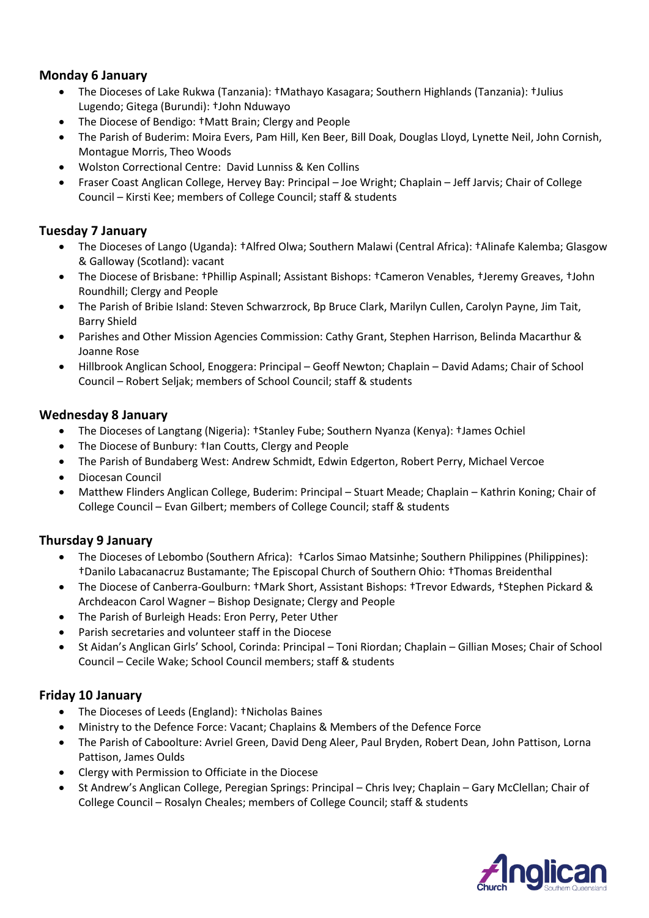### Monday 6 January

- The Dioceses of Lake Rukwa (Tanzania): †Mathayo Kasagara; Southern Highlands (Tanzania): †Julius Lugendo; Gitega (Burundi): †John Nduwayo
- The Diocese of Bendigo: †Matt Brain; Clergy and People
- The Parish of Buderim: Moira Evers, Pam Hill, Ken Beer, Bill Doak, Douglas Lloyd, Lynette Neil, John Cornish, Montague Morris, Theo Woods
- Wolston Correctional Centre: David Lunniss & Ken Collins
- Fraser Coast Anglican College, Hervey Bay: Principal – Joe Wright; Chaplain – Jeff Jarvis; Chair of College Council – Kirsti Kee; members of College Council; staff & students

### Tuesday 7 January

- The Dioceses of Lango (Uganda): †Alfred Olwa; Southern Malawi (Central Africa): †Alinafe Kalemba; Glasgow & Galloway (Scotland): vacant
- The Diocese of Brisbane: †Phillip Aspinall; Assistant Bishops: †Cameron Venables, †Jeremy Greaves, †John Roundhill; Clergy and People
- The Parish of Bribie Island: Steven Schwarzrock, Bp Bruce Clark, Marilyn Cullen, Carolyn Payne, Jim Tait, Barry Shield
- Parishes and Other Mission Agencies Commission: Cathy Grant, Stephen Harrison, Belinda Macarthur & Joanne Rose
- Hillbrook Anglican School, Enoggera: Principal – Geoff Newton; Chaplain – David Adams; Chair of School Council – Robert Seljak; members of School Council; staff & students

### Wednesday 8 January

- The Dioceses of Langtang (Nigeria): †Stanley Fube; Southern Nyanza (Kenya): †James Ochiel
- The Diocese of Bunbury: †Ian Coutts, Clergy and People
- The Parish of Bundaberg West: Andrew Schmidt, Edwin Edgerton, Robert Perry, Michael Vercoe
- Diocesan Council
- Matthew Flinders Anglican College, Buderim: Principal – Stuart Meade; Chaplain – Kathrin Koning; Chair of College Council – Evan Gilbert; members of College Council; staff & students

### Thursday 9 January

- The Dioceses of Lebombo (Southern Africa): †Carlos Simao Matsinhe; Southern Philippines (Philippines): †Danilo Labacanacruz Bustamante; The Episcopal Church of Southern Ohio: †Thomas Breidenthal
- The Diocese of Canberra-Goulburn: †Mark Short, Assistant Bishops: †Trevor Edwards, †Stephen Pickard & Archdeacon Carol Wagner – Bishop Designate; Clergy and People
- The Parish of Burleigh Heads: Eron Perry, Peter Uther
- Parish secretaries and volunteer staff in the Diocese
- St Aidan's Anglican Girls' School, Corinda: Principal – Toni Riordan; Chaplain – Gillian Moses; Chair of School Council – Cecile Wake; School Council members; staff & students

### Friday 10 January

- The Dioceses of Leeds (England): †Nicholas Baines
- Ministry to the Defence Force: Vacant; Chaplains & Members of the Defence Force
- The Parish of Caboolture: Avriel Green, David Deng Aleer, Paul Bryden, Robert Dean, John Pattison, Lorna Pattison, James Oulds
- Clergy with Permission to Officiate in the Diocese
- St Andrew's Anglican College, Peregian Springs: Principal – Chris Ivey; Chaplain – Gary McClellan; Chair of College Council – Rosalyn Cheales; members of College Council; staff & students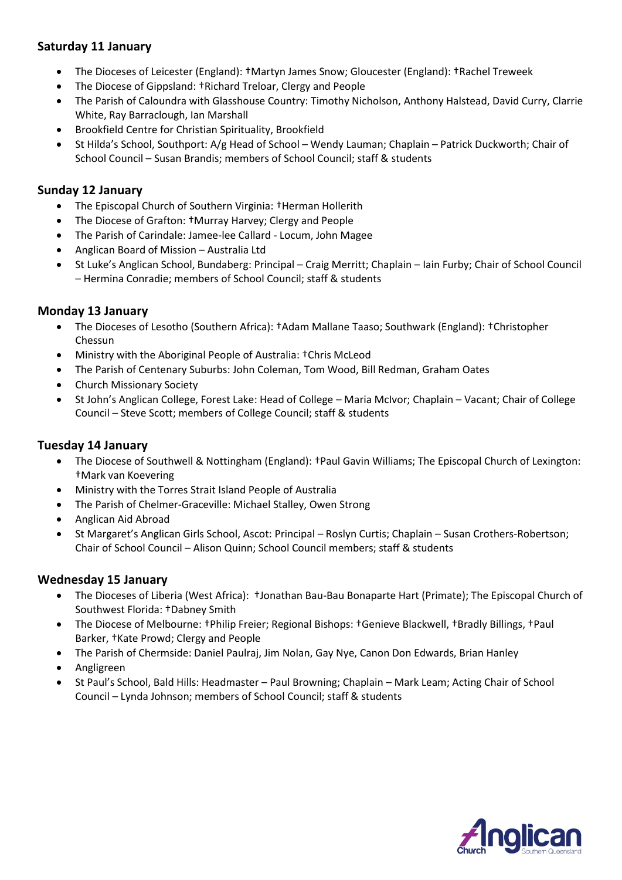### Saturday 11 January

- The Dioceses of Leicester (England): †Martyn James Snow; Gloucester (England): †Rachel Treweek
- The Diocese of Gippsland: †Richard Treloar, Clergy and People
- The Parish of Caloundra with Glasshouse Country: Timothy Nicholson, Anthony Halstead, David Curry, Clarrie White, Ray Barraclough, Ian Marshall
- Brookfield Centre for Christian Spirituality, Brookfield
- St Hilda's School, Southport: A/g Head of School – Wendy Lauman; Chaplain – Patrick Duckworth; Chair of School Council – Susan Brandis; members of School Council; staff & students

### Sunday 12 January

- The Episcopal Church of Southern Virginia: †Herman Hollerith
- The Diocese of Grafton: †Murray Harvey; Clergy and People
- The Parish of Carindale: Jamee-lee Callard - Locum, John Magee
- Anglican Board of Mission – Australia Ltd
- St Luke's Anglican School, Bundaberg: Principal – Craig Merritt; Chaplain – Iain Furby; Chair of School Council – Hermina Conradie; members of School Council; staff & students

### Monday 13 January

- The Dioceses of Lesotho (Southern Africa): †Adam Mallane Taaso; Southwark (England): †Christopher Chessun
- Ministry with the Aboriginal People of Australia: †Chris McLeod
- The Parish of Centenary Suburbs: John Coleman, Tom Wood, Bill Redman, Graham Oates
- Church Missionary Society
- St John's Anglican College, Forest Lake: Head of College – Maria McIvor; Chaplain – Vacant; Chair of College Council – Steve Scott; members of College Council; staff & students

### Tuesday 14 January

- The Diocese of Southwell & Nottingham (England): †Paul Gavin Williams; The Episcopal Church of Lexington: †Mark van Koevering
- Ministry with the Torres Strait Island People of Australia
- The Parish of Chelmer-Graceville: Michael Stalley, Owen Strong
- Anglican Aid Abroad
- St Margaret's Anglican Girls School, Ascot: Principal – Roslyn Curtis; Chaplain – Susan Crothers-Robertson; Chair of School Council – Alison Quinn; School Council members; staff & students

### Wednesday 15 January

- The Dioceses of Liberia (West Africa): †Jonathan Bau-Bau Bonaparte Hart (Primate); The Episcopal Church of Southwest Florida: †Dabney Smith
- The Diocese of Melbourne: †Philip Freier; Regional Bishops: †Genieve Blackwell, †Bradly Billings, †Paul Barker, †Kate Prowd; Clergy and People
- The Parish of Chermside: Daniel Paulraj, Jim Nolan, Gay Nye, Canon Don Edwards, Brian Hanley
- Angligreen
- St Paul's School, Bald Hills: Headmaster – Paul Browning; Chaplain – Mark Leam; Acting Chair of School Council – Lynda Johnson; members of School Council; staff & students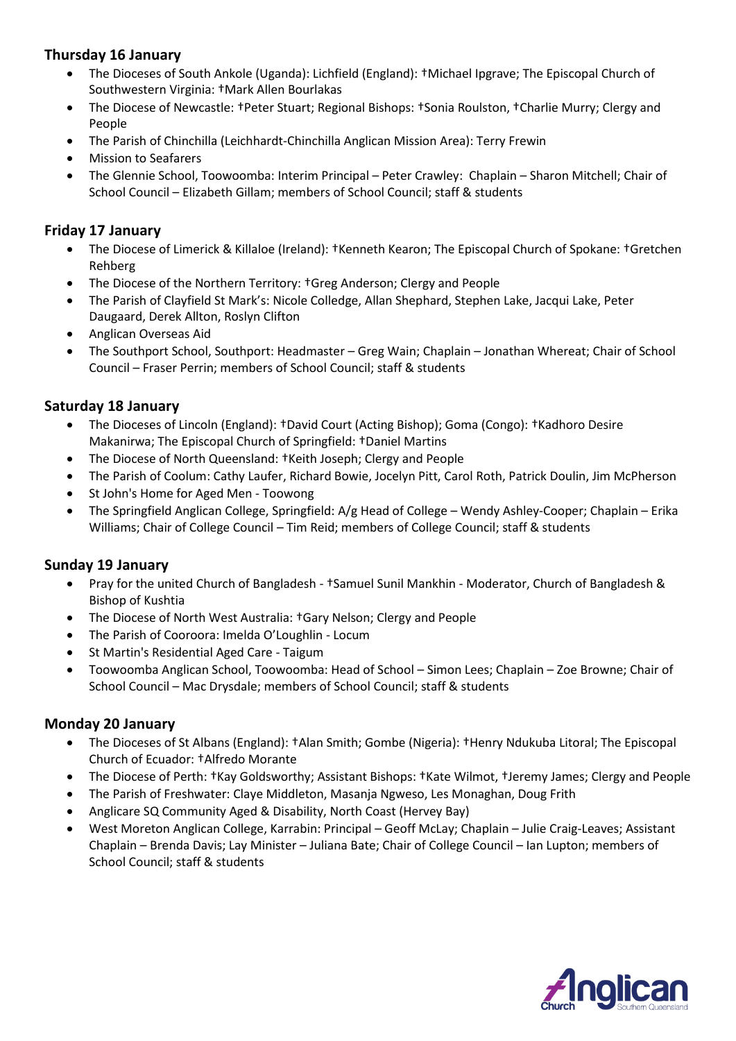## Thursday 16 January

- The Dioceses of South Ankole (Uganda): Lichfield (England): †Michael Ipgrave; The Episcopal Church of Southwestern Virginia: †Mark Allen Bourlakas
- The Diocese of Newcastle: †Peter Stuart; Regional Bishops: †Sonia Roulston, †Charlie Murry; Clergy and People
- The Parish of Chinchilla (Leichhardt-Chinchilla Anglican Mission Area): Terry Frewin
- Mission to Seafarers
- The Glennie School, Toowoomba: Interim Principal – Peter Crawley: Chaplain – Sharon Mitchell; Chair of School Council – Elizabeth Gillam; members of School Council; staff & students

## Friday 17 January

- The Diocese of Limerick & Killaloe (Ireland): †Kenneth Kearon; The Episcopal Church of Spokane: †Gretchen Rehberg
- The Diocese of the Northern Territory: †Greg Anderson; Clergy and People
- The Parish of Clayfield St Mark's: Nicole Colledge, Allan Shephard, Stephen Lake, Jacqui Lake, Peter Daugaard, Derek Allton, Roslyn Clifton
- Anglican Overseas Aid
- The Southport School, Southport: Headmaster – Greg Wain; Chaplain – Jonathan Whereat; Chair of School Council – Fraser Perrin; members of School Council; staff & students

## Saturday 18 January

- The Dioceses of Lincoln (England): †David Court (Acting Bishop); Goma (Congo): †Kadhoro Desire Makanirwa; The Episcopal Church of Springfield: †Daniel Martins
- The Diocese of North Queensland: †Keith Joseph; Clergy and People
- The Parish of Coolum: Cathy Laufer, Richard Bowie, Jocelyn Pitt, Carol Roth, Patrick Doulin, Jim McPherson
- St John's Home for Aged Men - Toowong
- The Springfield Anglican College, Springfield: A/g Head of College – Wendy Ashley-Cooper; Chaplain – Erika Williams; Chair of College Council – Tim Reid; members of College Council; staff & students

## Sunday 19 January

- Pray for the united Church of Bangladesh - †Samuel Sunil Mankhin - Moderator, Church of Bangladesh & Bishop of Kushtia
- The Diocese of North West Australia: †Gary Nelson; Clergy and People
- The Parish of Cooroora: Imelda O'Loughlin - Locum
- St Martin's Residential Aged Care - Taigum
- Toowoomba Anglican School, Toowoomba: Head of School – Simon Lees; Chaplain – Zoe Browne; Chair of School Council – Mac Drysdale; members of School Council; staff & students

## Monday 20 January

- The Dioceses of St Albans (England): †Alan Smith; Gombe (Nigeria): †Henry Ndukuba Litoral; The Episcopal Church of Ecuador: †Alfredo Morante
- The Diocese of Perth: †Kay Goldsworthy; Assistant Bishops: †Kate Wilmot, †Jeremy James; Clergy and People
- The Parish of Freshwater: Claye Middleton, Masanja Ngweso, Les Monaghan, Doug Frith
- Anglicare SQ Community Aged & Disability, North Coast (Hervey Bay)
- West Moreton Anglican College, Karrabin: Principal – Geoff McLay; Chaplain – Julie Craig-Leaves; Assistant Chaplain – Brenda Davis; Lay Minister – Juliana Bate; Chair of College Council – Ian Lupton; members of School Council; staff & students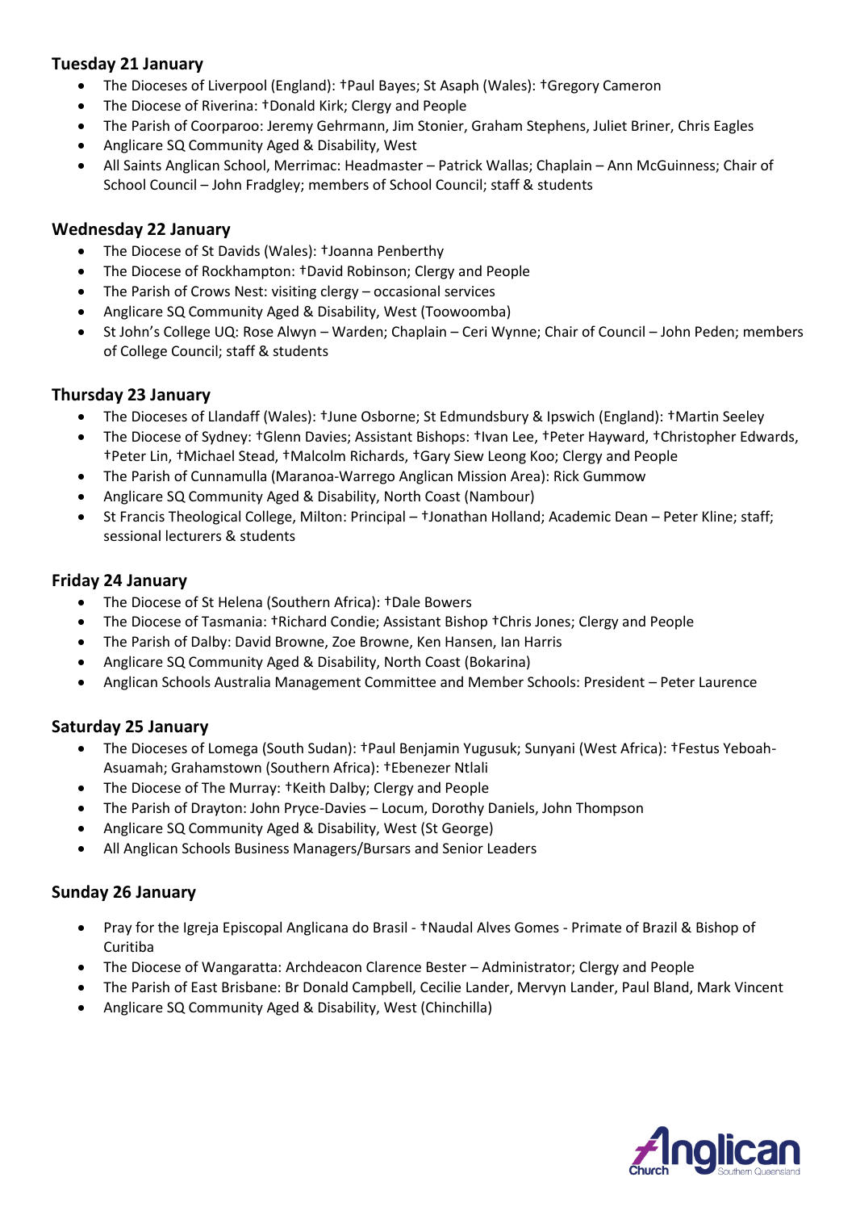### Tuesday 21 January

- The Dioceses of Liverpool (England): †Paul Bayes; St Asaph (Wales): †Gregory Cameron
- The Diocese of Riverina: †Donald Kirk; Clergy and People
- The Parish of Coorparoo: Jeremy Gehrmann, Jim Stonier, Graham Stephens, Juliet Briner, Chris Eagles
- Anglicare SQ Community Aged & Disability, West
- All Saints Anglican School, Merrimac: Headmaster – Patrick Wallas; Chaplain – Ann McGuinness; Chair of School Council – John Fradgley; members of School Council; staff & students

### Wednesday 22 January

- The Diocese of St Davids (Wales): †Joanna Penberthy
- The Diocese of Rockhampton: †David Robinson; Clergy and People
- The Parish of Crows Nest: visiting clergy – occasional services
- Anglicare SQ Community Aged & Disability, West (Toowoomba)
- St John's College UQ: Rose Alwyn – Warden; Chaplain – Ceri Wynne; Chair of Council – John Peden; members of College Council; staff & students

### Thursday 23 January

- The Dioceses of Llandaff (Wales): †June Osborne; St Edmundsbury & Ipswich (England): †Martin Seeley
- The Diocese of Sydney: †Glenn Davies; Assistant Bishops: †Ivan Lee, †Peter Hayward, †Christopher Edwards, †Peter Lin, †Michael Stead, †Malcolm Richards, †Gary Siew Leong Koo; Clergy and People
- The Parish of Cunnamulla (Maranoa-Warrego Anglican Mission Area): Rick Gummow
- Anglicare SQ Community Aged & Disability, North Coast (Nambour)
- St Francis Theological College, Milton: Principal – †Jonathan Holland; Academic Dean – Peter Kline; staff; sessional lecturers & students

### Friday 24 January

- The Diocese of St Helena (Southern Africa): †Dale Bowers
- The Diocese of Tasmania: †Richard Condie; Assistant Bishop †Chris Jones; Clergy and People
- The Parish of Dalby: David Browne, Zoe Browne, Ken Hansen, Ian Harris
- Anglicare SQ Community Aged & Disability, North Coast (Bokarina)
- Anglican Schools Australia Management Committee and Member Schools: President – Peter Laurence

### Saturday 25 January

- The Dioceses of Lomega (South Sudan): †Paul Benjamin Yugusuk; Sunyani (West Africa): †Festus Yeboah-Asuamah; Grahamstown (Southern Africa): †Ebenezer Ntlali
- The Diocese of The Murray: †Keith Dalby; Clergy and People
- The Parish of Drayton: John Pryce-Davies – Locum, Dorothy Daniels, John Thompson
- Anglicare SQ Community Aged & Disability, West (St George)
- All Anglican Schools Business Managers/Bursars and Senior Leaders

### Sunday 26 January

- Pray for the Igreja Episcopal Anglicana do Brasil - †Naudal Alves Gomes - Primate of Brazil & Bishop of Curitiba
- The Diocese of Wangaratta: Archdeacon Clarence Bester – Administrator; Clergy and People
- The Parish of East Brisbane: Br Donald Campbell, Cecilie Lander, Mervyn Lander, Paul Bland, Mark Vincent
- Anglicare SQ Community Aged & Disability, West (Chinchilla)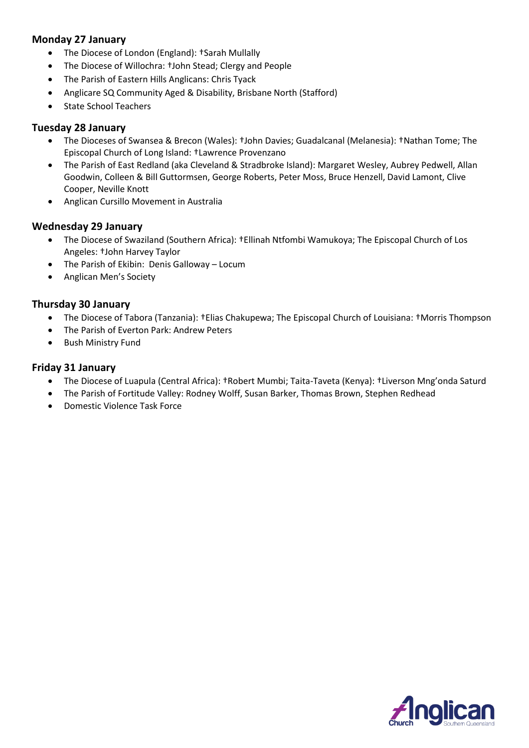### Monday 27 January

- The Diocese of London (England): †Sarah Mullally
- The Diocese of Willochra: †John Stead; Clergy and People
- The Parish of Eastern Hills Anglicans: Chris Tyack
- Anglicare SQ Community Aged & Disability, Brisbane North (Stafford)
- State School Teachers

### Tuesday 28 January

- The Dioceses of Swansea & Brecon (Wales): †John Davies; Guadalcanal (Melanesia): †Nathan Tome; The Episcopal Church of Long Island: †Lawrence Provenzano
- The Parish of East Redland (aka Cleveland & Stradbroke Island): Margaret Wesley, Aubrey Pedwell, Allan Goodwin, Colleen & Bill Guttormsen, George Roberts, Peter Moss, Bruce Henzell, David Lamont, Clive Cooper, Neville Knott
- Anglican Cursillo Movement in Australia

### Wednesday 29 January

- The Diocese of Swaziland (Southern Africa): †Ellinah Ntfombi Wamukoya; The Episcopal Church of Los Angeles: †John Harvey Taylor
- The Parish of Ekibin: Denis Galloway – Locum
- Anglican Men's Society

### Thursday 30 January

- The Diocese of Tabora (Tanzania): †Elias Chakupewa; The Episcopal Church of Louisiana: †Morris Thompson
- The Parish of Everton Park: Andrew Peters
- Bush Ministry Fund

### Friday 31 January

- The Diocese of Luapula (Central Africa): †Robert Mumbi; Taita-Taveta (Kenya): †Liverson Mng'onda Saturd
- The Parish of Fortitude Valley: Rodney Wolff, Susan Barker, Thomas Brown, Stephen Redhead
- Domestic Violence Task Force